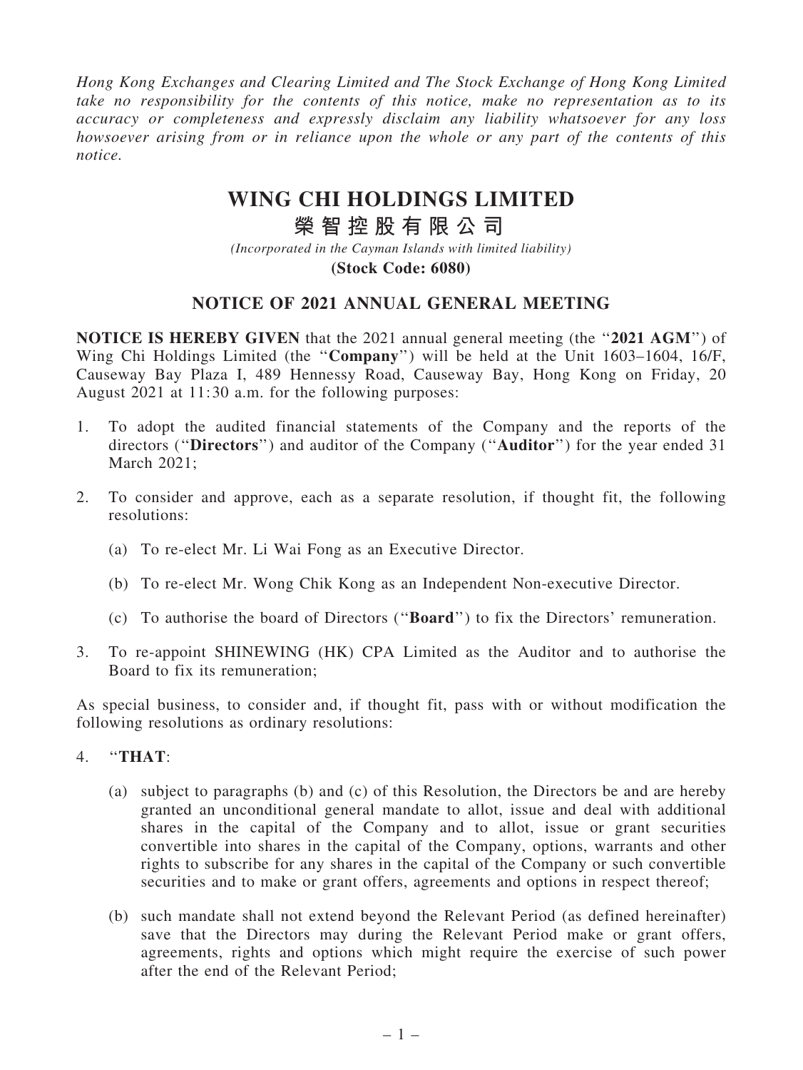*Hong Kong Exchanges and Clearing Limited and The Stock Exchange of Hong Kong Limited take no responsibility for the contents of this notice, make no representation as to its accuracy or completeness and expressly disclaim any liability whatsoever for any loss howsoever arising from or in reliance upon the whole or any part of the contents of this notice.*

# WING CHI HOLDINGS LIMITED

# 榮智控股有限公司

*(Incorporated in the Cayman Islands with limited liability)*

**(Stock Code: 6080)**

## NOTICE OF 2021 ANNUAL GENERAL MEETING

**NOTICE IS HEREBY GIVEN** that the 2021 annual general meeting (the "**2021 AGM**") of Wing Chi Holdings Limited (the "**Company**") will be held at the Unit 1603–1604, 16/F, Causeway Bay Plaza I, 489 Hennessy Road, Causeway Bay, Hong Kong on Friday, 20 August 2021 at 11:30 a.m. for the following purposes:

1. To adopt the audited financial statements of the Company and the reports of the directors ("**Directors**") and auditor of the Company ("**Auditor**") for the year ended 31 March 2021;

2. To consider and approve, each as a separate resolution, if thought fit, the following resolutions:

   (a) To re-elect Mr. Li Wai Fong as an Executive Director.

   (b) To re-elect Mr. Wong Chik Kong as an Independent Non-executive Director.

   (c) To authorise the board of Directors ("**Board**") to fix the Directors' remuneration.

3. To re-appoint SHINEWING (HK) CPA Limited as the Auditor and to authorise the Board to fix its remuneration;

As special business, to consider and, if thought fit, pass with or without modification the following resolutions as ordinary resolutions:

4. "**THAT**:

   (a) subject to paragraphs (b) and (c) of this Resolution, the Directors be and are hereby granted an unconditional general mandate to allot, issue and deal with additional shares in the capital of the Company and to allot, issue or grant securities convertible into shares in the capital of the Company, options, warrants and other rights to subscribe for any shares in the capital of the Company or such convertible securities and to make or grant offers, agreements and options in respect thereof;

   (b) such mandate shall not extend beyond the Relevant Period (as defined hereinafter) save that the Directors may during the Relevant Period make or grant offers, agreements, rights and options which might require the exercise of such power after the end of the Relevant Period;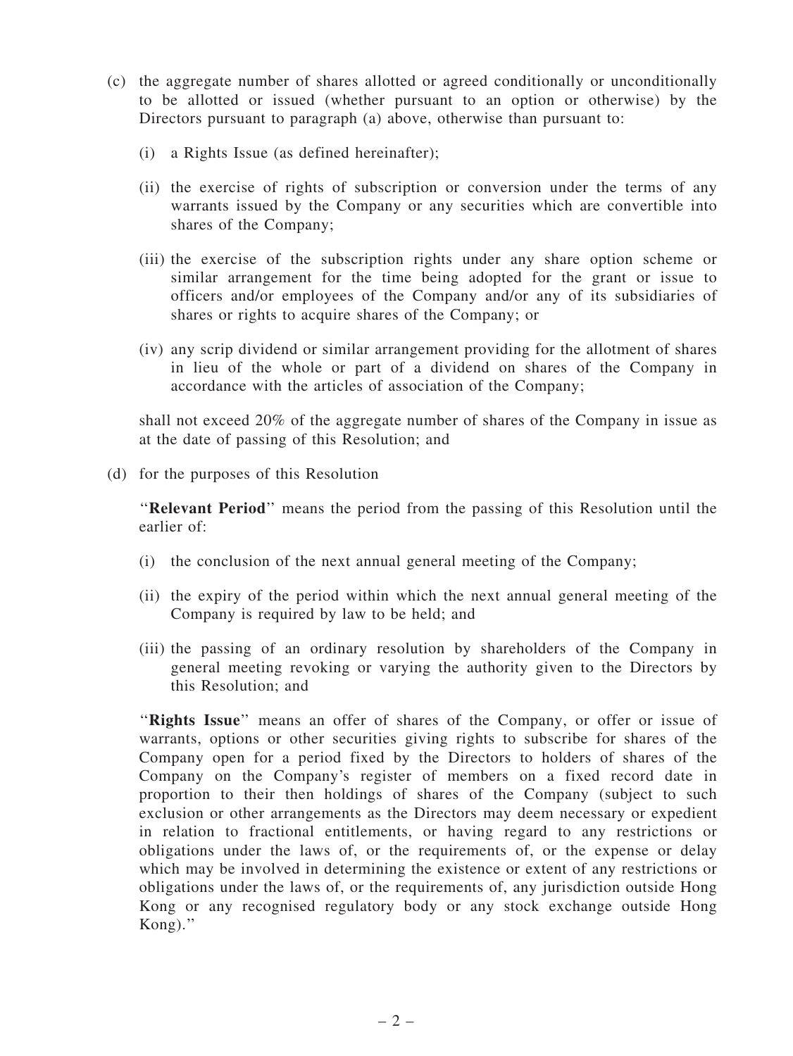(c) the aggregate number of shares allotted or agreed conditionally or unconditionally to be allotted or issued (whether pursuant to an option or otherwise) by the Directors pursuant to paragraph (a) above, otherwise than pursuant to:

  (i) a Rights Issue (as defined hereinafter);

  (ii) the exercise of rights of subscription or conversion under the terms of any warrants issued by the Company or any securities which are convertible into shares of the Company;

  (iii) the exercise of the subscription rights under any share option scheme or similar arrangement for the time being adopted for the grant or issue to officers and/or employees of the Company and/or any of its subsidiaries of shares or rights to acquire shares of the Company; or

  (iv) any scrip dividend or similar arrangement providing for the allotment of shares in lieu of the whole or part of a dividend on shares of the Company in accordance with the articles of association of the Company;

  shall not exceed 20% of the aggregate number of shares of the Company in issue as at the date of passing of this Resolution; and

(d) for the purposes of this Resolution

  ''**Relevant Period**'' means the period from the passing of this Resolution until the earlier of:

  (i) the conclusion of the next annual general meeting of the Company;

  (ii) the expiry of the period within which the next annual general meeting of the Company is required by law to be held; and

  (iii) the passing of an ordinary resolution by shareholders of the Company in general meeting revoking or varying the authority given to the Directors by this Resolution; and

  ''**Rights Issue**'' means an offer of shares of the Company, or offer or issue of warrants, options or other securities giving rights to subscribe for shares of the Company open for a period fixed by the Directors to holders of shares of the Company on the Company's register of members on a fixed record date in proportion to their then holdings of shares of the Company (subject to such exclusion or other arrangements as the Directors may deem necessary or expedient in relation to fractional entitlements, or having regard to any restrictions or obligations under the laws of, or the requirements of, or the expense or delay which may be involved in determining the existence or extent of any restrictions or obligations under the laws of, or the requirements of, any jurisdiction outside Hong Kong or any recognised regulatory body or any stock exchange outside Hong Kong).''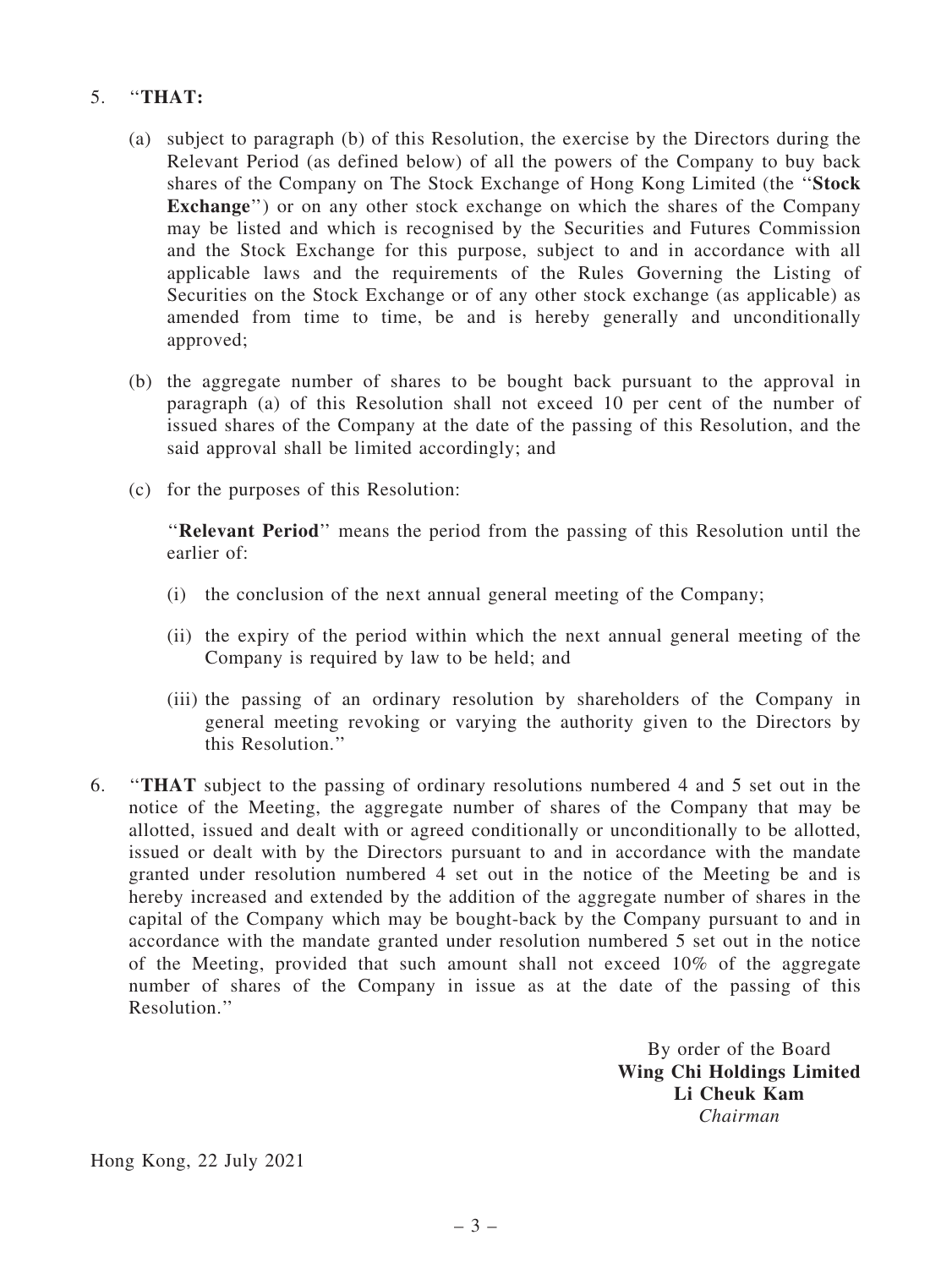5. "**THAT:**

   (a) subject to paragraph (b) of this Resolution, the exercise by the Directors during the Relevant Period (as defined below) of all the powers of the Company to buy back shares of the Company on The Stock Exchange of Hong Kong Limited (the "**Stock Exchange**") or on any other stock exchange on which the shares of the Company may be listed and which is recognised by the Securities and Futures Commission and the Stock Exchange for this purpose, subject to and in accordance with all applicable laws and the requirements of the Rules Governing the Listing of Securities on the Stock Exchange or of any other stock exchange (as applicable) as amended from time to time, be and is hereby generally and unconditionally approved;

   (b) the aggregate number of shares to be bought back pursuant to the approval in paragraph (a) of this Resolution shall not exceed 10 per cent of the number of issued shares of the Company at the date of the passing of this Resolution, and the said approval shall be limited accordingly; and

   (c) for the purposes of this Resolution:

   "**Relevant Period**" means the period from the passing of this Resolution until the earlier of:

   (i) the conclusion of the next annual general meeting of the Company;

   (ii) the expiry of the period within which the next annual general meeting of the Company is required by law to be held; and

   (iii) the passing of an ordinary resolution by shareholders of the Company in general meeting revoking or varying the authority given to the Directors by this Resolution."

6. "**THAT** subject to the passing of ordinary resolutions numbered 4 and 5 set out in the notice of the Meeting, the aggregate number of shares of the Company that may be allotted, issued and dealt with or agreed conditionally or unconditionally to be allotted, issued or dealt with by the Directors pursuant to and in accordance with the mandate granted under resolution numbered 4 set out in the notice of the Meeting be and is hereby increased and extended by the addition of the aggregate number of shares in the capital of the Company which may be bought-back by the Company pursuant to and in accordance with the mandate granted under resolution numbered 5 set out in the notice of the Meeting, provided that such amount shall not exceed 10% of the aggregate number of shares of the Company in issue as at the date of the passing of this Resolution."

By order of the Board
**Wing Chi Holdings Limited**
**Li Cheuk Kam**
*Chairman*

Hong Kong, 22 July 2021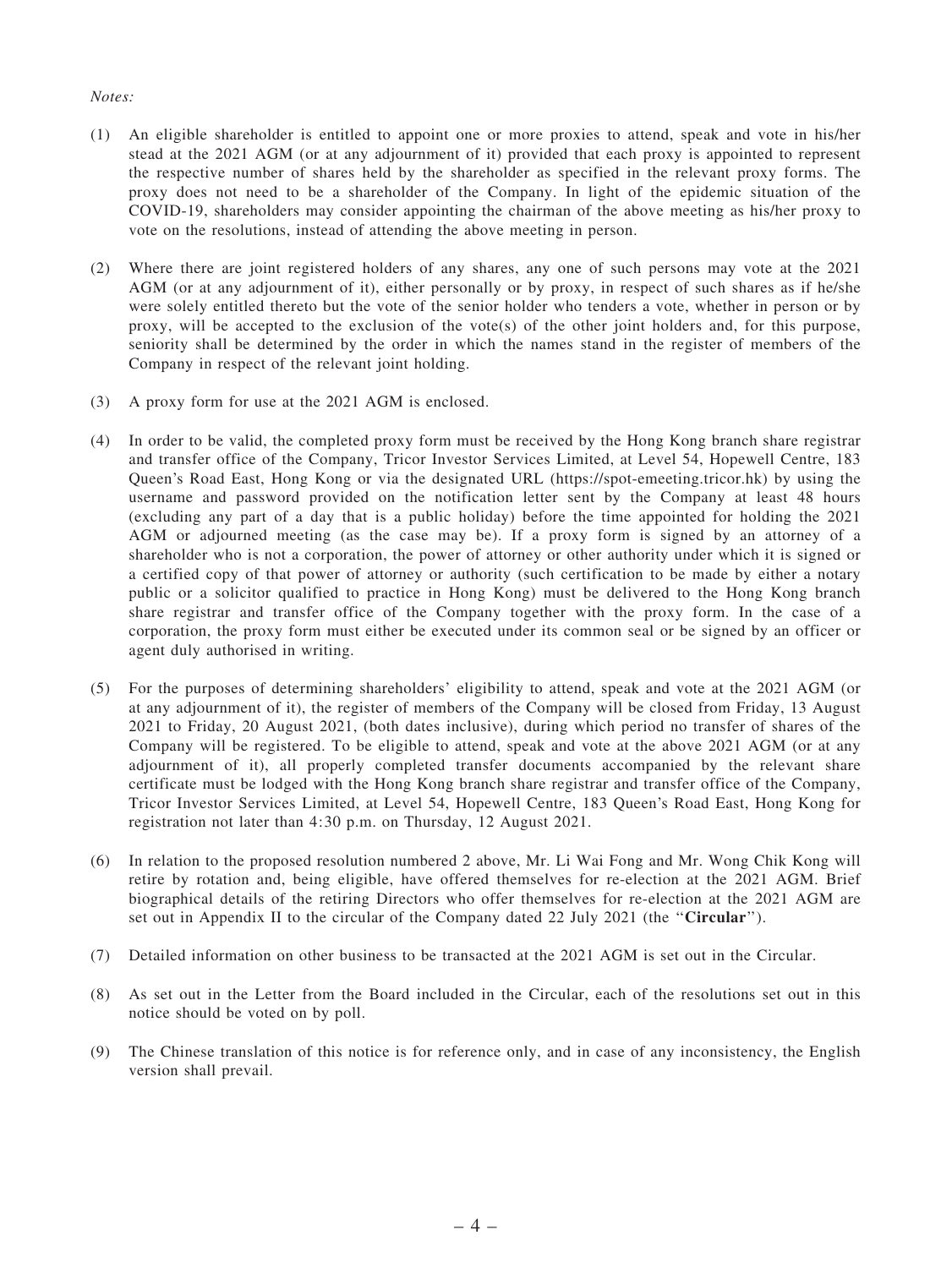*Notes:*

(1) An eligible shareholder is entitled to appoint one or more proxies to attend, speak and vote in his/her stead at the 2021 AGM (or at any adjournment of it) provided that each proxy is appointed to represent the respective number of shares held by the shareholder as specified in the relevant proxy forms. The proxy does not need to be a shareholder of the Company. In light of the epidemic situation of the COVID-19, shareholders may consider appointing the chairman of the above meeting as his/her proxy to vote on the resolutions, instead of attending the above meeting in person.

(2) Where there are joint registered holders of any shares, any one of such persons may vote at the 2021 AGM (or at any adjournment of it), either personally or by proxy, in respect of such shares as if he/she were solely entitled thereto but the vote of the senior holder who tenders a vote, whether in person or by proxy, will be accepted to the exclusion of the vote(s) of the other joint holders and, for this purpose, seniority shall be determined by the order in which the names stand in the register of members of the Company in respect of the relevant joint holding.

(3) A proxy form for use at the 2021 AGM is enclosed.

(4) In order to be valid, the completed proxy form must be received by the Hong Kong branch share registrar and transfer office of the Company, Tricor Investor Services Limited, at Level 54, Hopewell Centre, 183 Queen's Road East, Hong Kong or via the designated URL (https://spot-emeeting.tricor.hk) by using the username and password provided on the notification letter sent by the Company at least 48 hours (excluding any part of a day that is a public holiday) before the time appointed for holding the 2021 AGM or adjourned meeting (as the case may be). If a proxy form is signed by an attorney of a shareholder who is not a corporation, the power of attorney or other authority under which it is signed or a certified copy of that power of attorney or authority (such certification to be made by either a notary public or a solicitor qualified to practice in Hong Kong) must be delivered to the Hong Kong branch share registrar and transfer office of the Company together with the proxy form. In the case of a corporation, the proxy form must either be executed under its common seal or be signed by an officer or agent duly authorised in writing.

(5) For the purposes of determining shareholders' eligibility to attend, speak and vote at the 2021 AGM (or at any adjournment of it), the register of members of the Company will be closed from Friday, 13 August 2021 to Friday, 20 August 2021, (both dates inclusive), during which period no transfer of shares of the Company will be registered. To be eligible to attend, speak and vote at the above 2021 AGM (or at any adjournment of it), all properly completed transfer documents accompanied by the relevant share certificate must be lodged with the Hong Kong branch share registrar and transfer office of the Company, Tricor Investor Services Limited, at Level 54, Hopewell Centre, 183 Queen's Road East, Hong Kong for registration not later than 4:30 p.m. on Thursday, 12 August 2021.

(6) In relation to the proposed resolution numbered 2 above, Mr. Li Wai Fong and Mr. Wong Chik Kong will retire by rotation and, being eligible, have offered themselves for re-election at the 2021 AGM. Brief biographical details of the retiring Directors who offer themselves for re-election at the 2021 AGM are set out in Appendix II to the circular of the Company dated 22 July 2021 (the "**Circular**").

(7) Detailed information on other business to be transacted at the 2021 AGM is set out in the Circular.

(8) As set out in the Letter from the Board included in the Circular, each of the resolutions set out in this notice should be voted on by poll.

(9) The Chinese translation of this notice is for reference only, and in case of any inconsistency, the English version shall prevail.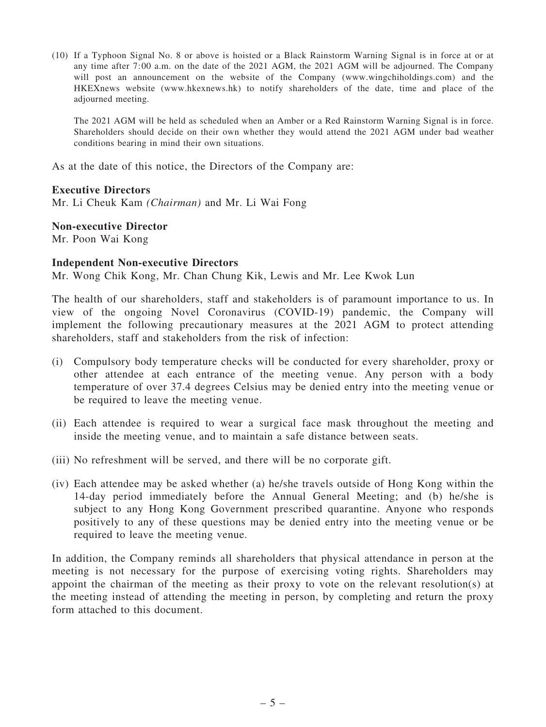(10) If a Typhoon Signal No. 8 or above is hoisted or a Black Rainstorm Warning Signal is in force at or at any time after 7:00 a.m. on the date of the 2021 AGM, the 2021 AGM will be adjourned. The Company will post an announcement on the website of the Company (www.wingchiholdings.com) and the HKEXnews website (www.hkexnews.hk) to notify shareholders of the date, time and place of the adjourned meeting.

The 2021 AGM will be held as scheduled when an Amber or a Red Rainstorm Warning Signal is in force. Shareholders should decide on their own whether they would attend the 2021 AGM under bad weather conditions bearing in mind their own situations.

As at the date of this notice, the Directors of the Company are:

**Executive Directors**
Mr. Li Cheuk Kam *(Chairman)* and Mr. Li Wai Fong

**Non-executive Director**
Mr. Poon Wai Kong

**Independent Non-executive Directors**
Mr. Wong Chik Kong, Mr. Chan Chung Kik, Lewis and Mr. Lee Kwok Lun

The health of our shareholders, staff and stakeholders is of paramount importance to us. In view of the ongoing Novel Coronavirus (COVID-19) pandemic, the Company will implement the following precautionary measures at the 2021 AGM to protect attending shareholders, staff and stakeholders from the risk of infection:

(i) Compulsory body temperature checks will be conducted for every shareholder, proxy or other attendee at each entrance of the meeting venue. Any person with a body temperature of over 37.4 degrees Celsius may be denied entry into the meeting venue or be required to leave the meeting venue.

(ii) Each attendee is required to wear a surgical face mask throughout the meeting and inside the meeting venue, and to maintain a safe distance between seats.

(iii) No refreshment will be served, and there will be no corporate gift.

(iv) Each attendee may be asked whether (a) he/she travels outside of Hong Kong within the 14-day period immediately before the Annual General Meeting; and (b) he/she is subject to any Hong Kong Government prescribed quarantine. Anyone who responds positively to any of these questions may be denied entry into the meeting venue or be required to leave the meeting venue.

In addition, the Company reminds all shareholders that physical attendance in person at the meeting is not necessary for the purpose of exercising voting rights. Shareholders may appoint the chairman of the meeting as their proxy to vote on the relevant resolution(s) at the meeting instead of attending the meeting in person, by completing and return the proxy form attached to this document.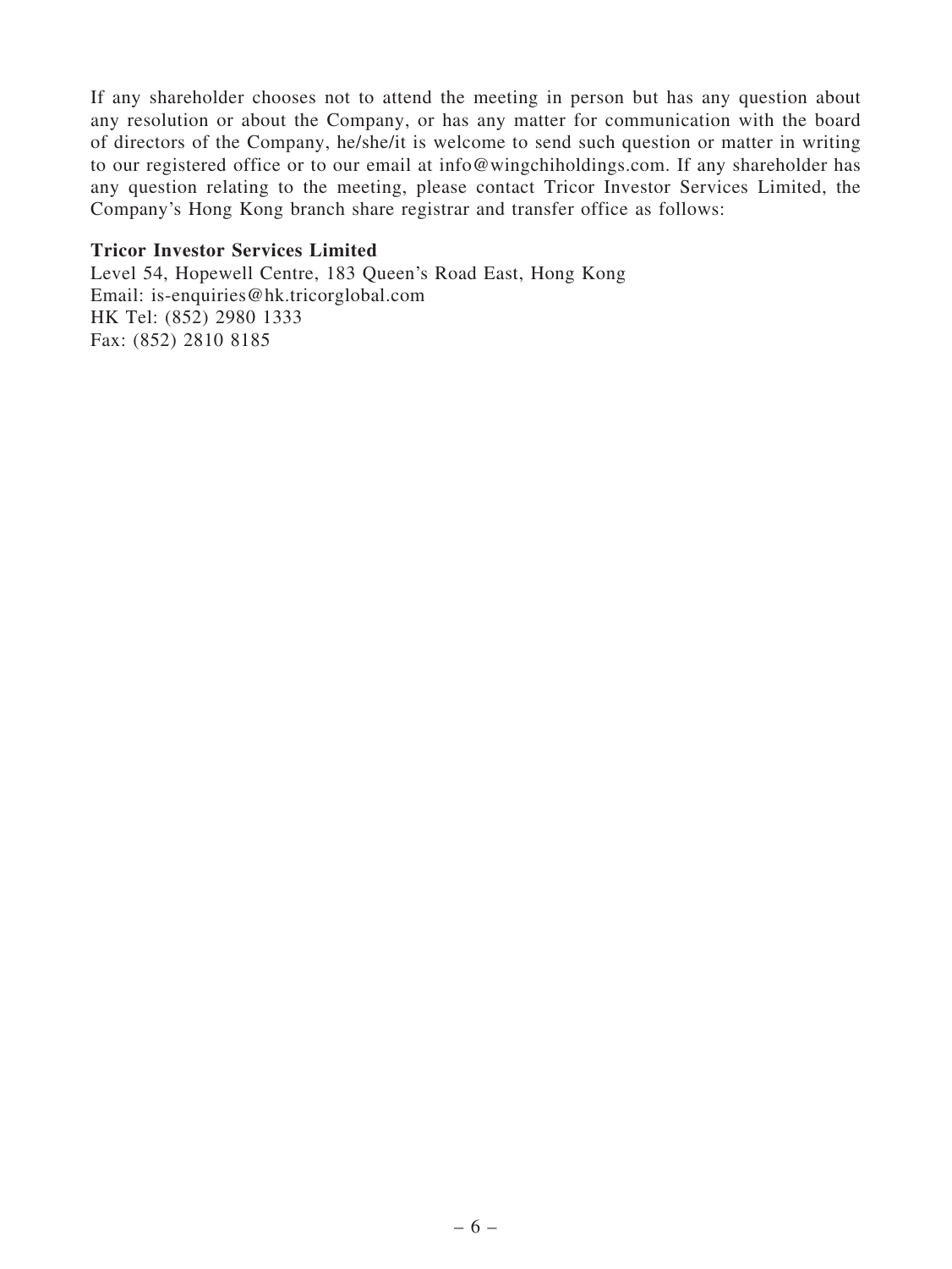If any shareholder chooses not to attend the meeting in person but has any question about any resolution or about the Company, or has any matter for communication with the board of directors of the Company, he/she/it is welcome to send such question or matter in writing to our registered office or to our email at info@wingchiholdings.com. If any shareholder has any question relating to the meeting, please contact Tricor Investor Services Limited, the Company's Hong Kong branch share registrar and transfer office as follows:

**Tricor Investor Services Limited**
Level 54, Hopewell Centre, 183 Queen's Road East, Hong Kong
Email: is-enquiries@hk.tricorglobal.com
HK Tel: (852) 2980 1333
Fax: (852) 2810 8185